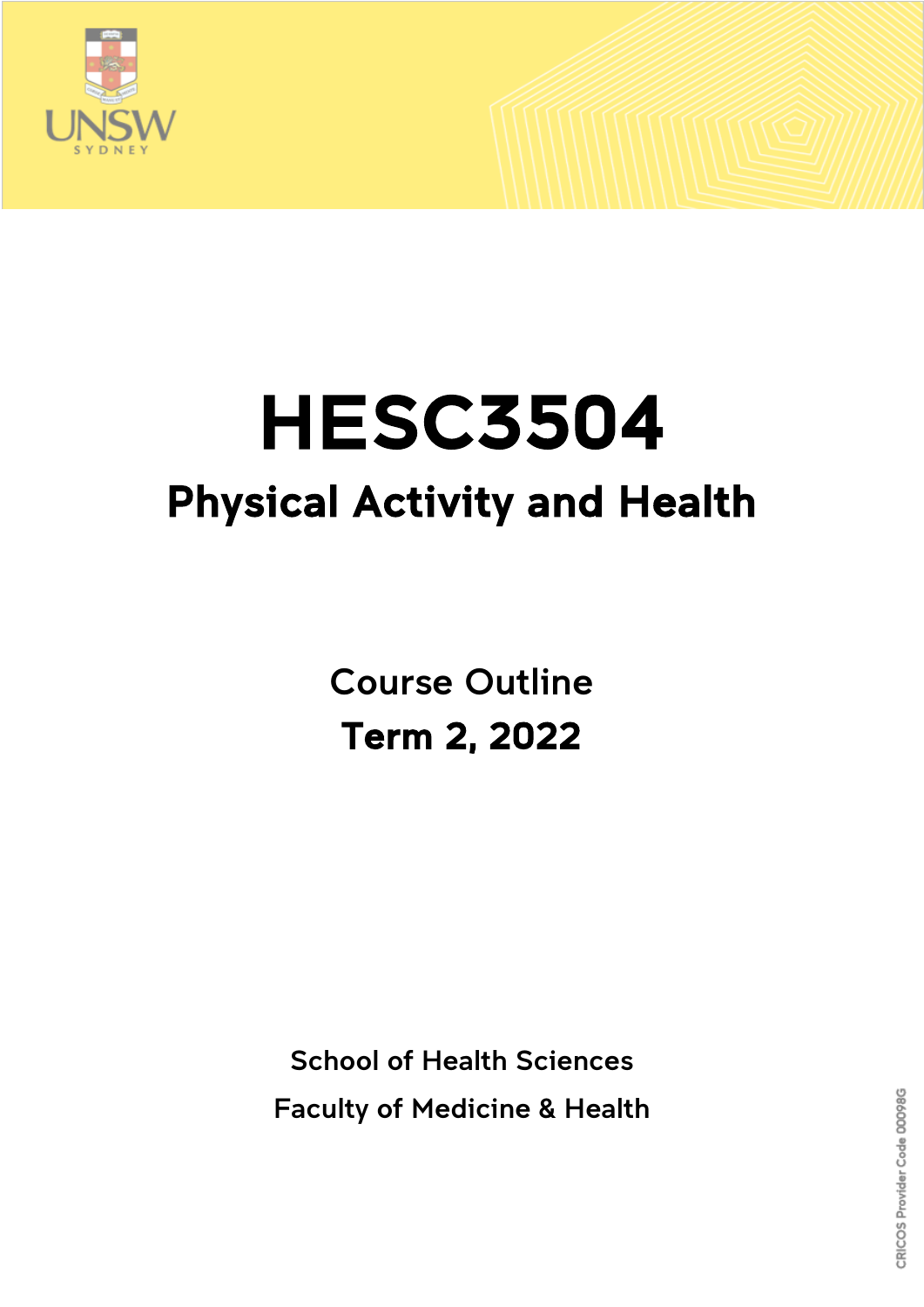# HESC3504

## Physical Activity and Health

Course Outline

**Term 2, 2022**

School of Health Sciences

Faculty of Medicine & Health

CRICOS Provider Code 00098G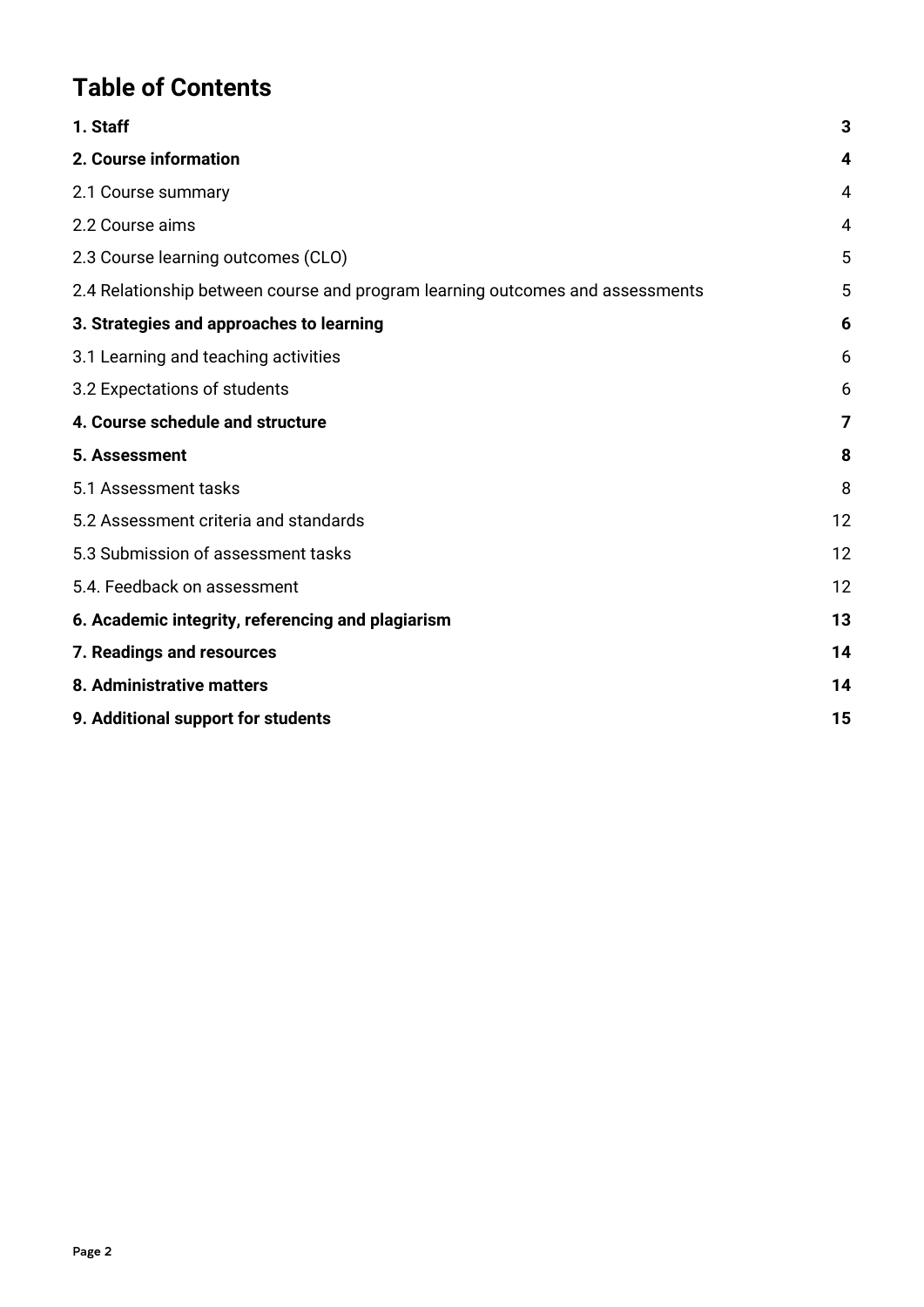# Table of Contents

| | |
|---|---|
| **1. Staff** | **3** |
| **2. Course information** | **4** |
| 2.1 Course summary | 4 |
| 2.2 Course aims | 4 |
| 2.3 Course learning outcomes (CLO) | 5 |
| 2.4 Relationship between course and program learning outcomes and assessments | 5 |
| **3. Strategies and approaches to learning** | **6** |
| 3.1 Learning and teaching activities | 6 |
| 3.2 Expectations of students | 6 |
| **4. Course schedule and structure** | **7** |
| **5. Assessment** | **8** |
| 5.1 Assessment tasks | 8 |
| 5.2 Assessment criteria and standards | 12 |
| 5.3 Submission of assessment tasks | 12 |
| 5.4. Feedback on assessment | 12 |
| **6. Academic integrity, referencing and plagiarism** | **13** |
| **7. Readings and resources** | **14** |
| **8. Administrative matters** | **14** |
| **9. Additional support for students** | **15** |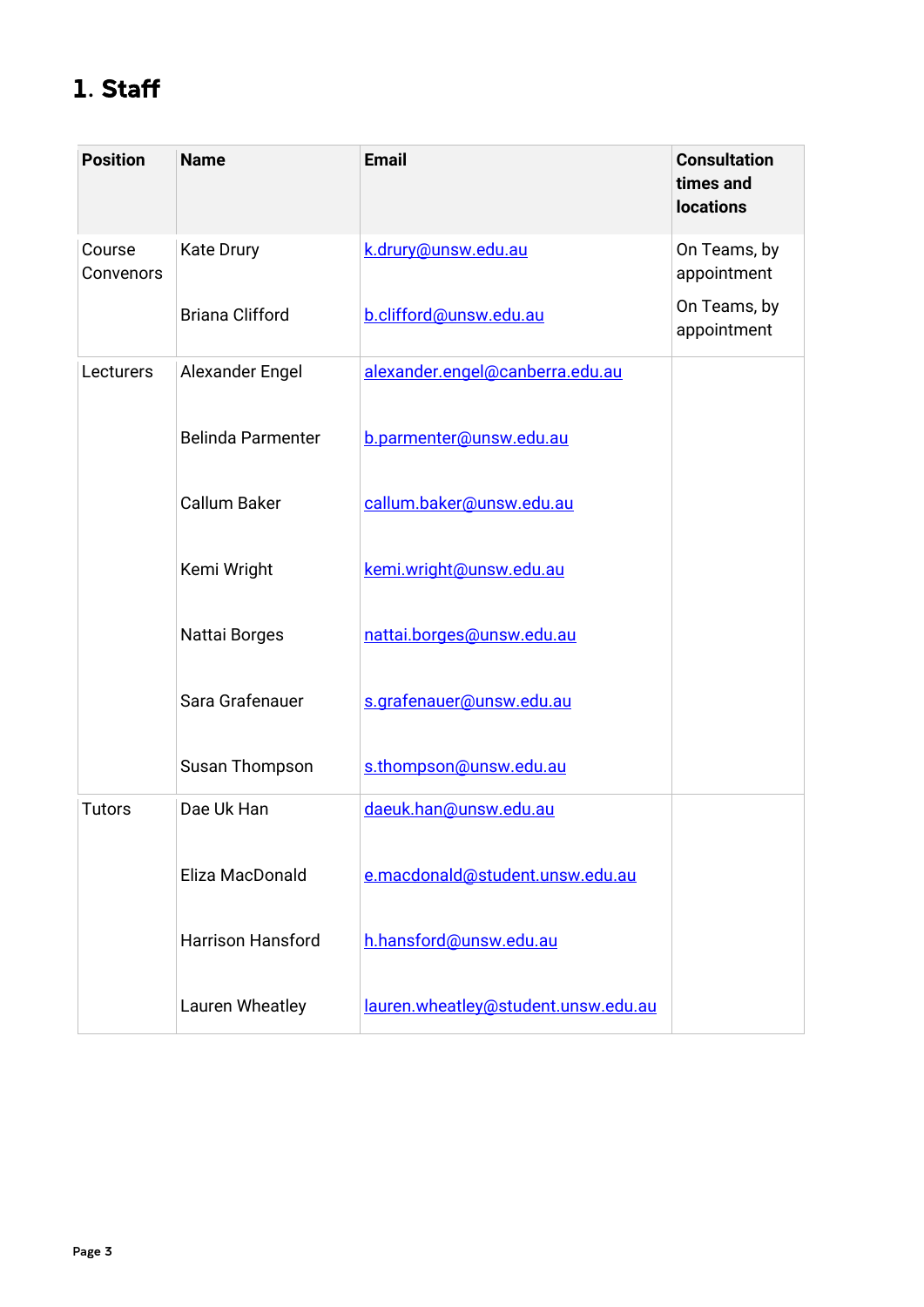# 1. Staff

| Position | Name | Email | Consultation times and locations |
|---|---|---|---|
| Course Convenors | Kate Drury | k.drury@unsw.edu.au | On Teams, by appointment |
| | Briana Clifford | b.clifford@unsw.edu.au | On Teams, by appointment |
| Lecturers | Alexander Engel | alexander.engel@canberra.edu.au | |
| | Belinda Parmenter | b.parmenter@unsw.edu.au | |
| | Callum Baker | callum.baker@unsw.edu.au | |
| | Kemi Wright | kemi.wright@unsw.edu.au | |
| | Nattai Borges | nattai.borges@unsw.edu.au | |
| | Sara Grafenauer | s.grafenauer@unsw.edu.au | |
| | Susan Thompson | s.thompson@unsw.edu.au | |
| Tutors | Dae Uk Han | daeuk.han@unsw.edu.au | |
| | Eliza MacDonald | e.macdonald@student.unsw.edu.au | |
| | Harrison Hansford | h.hansford@unsw.edu.au | |
| | Lauren Wheatley | lauren.wheatley@student.unsw.edu.au | |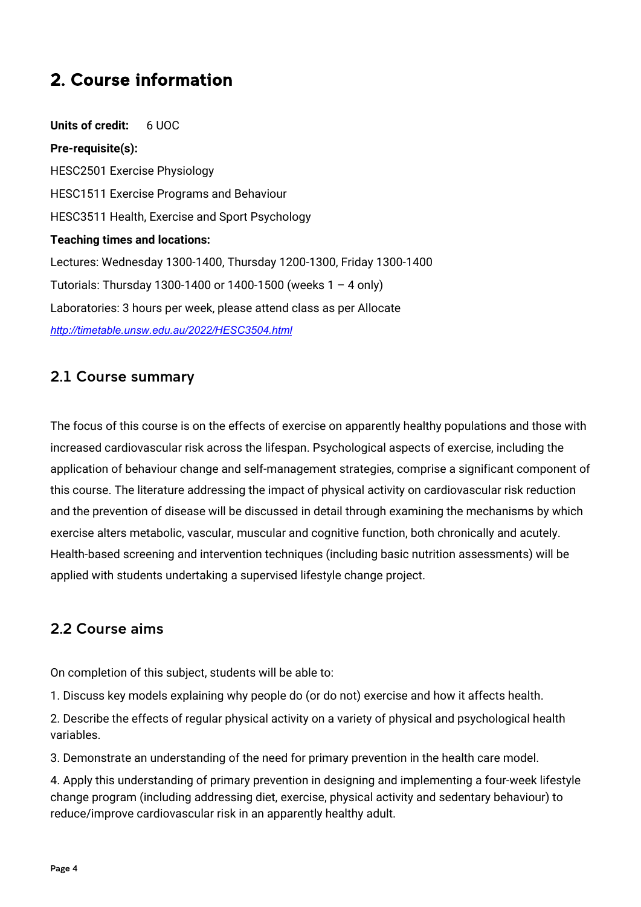# 2. Course information

**Units of credit:** 6 UOC

**Pre-requisite(s):**

HESC2501 Exercise Physiology

HESC1511 Exercise Programs and Behaviour

HESC3511 Health, Exercise and Sport Psychology

**Teaching times and locations:**

Lectures: Wednesday 1300-1400, Thursday 1200-1300, Friday 1300-1400

Tutorials: Thursday 1300-1400 or 1400-1500 (weeks 1 – 4 only)

Laboratories: 3 hours per week, please attend class as per Allocate

*http://timetable.unsw.edu.au/2022/HESC3504.html*

## 2.1 Course summary

The focus of this course is on the effects of exercise on apparently healthy populations and those with increased cardiovascular risk across the lifespan. Psychological aspects of exercise, including the application of behaviour change and self-management strategies, comprise a significant component of this course. The literature addressing the impact of physical activity on cardiovascular risk reduction and the prevention of disease will be discussed in detail through examining the mechanisms by which exercise alters metabolic, vascular, muscular and cognitive function, both chronically and acutely. Health-based screening and intervention techniques (including basic nutrition assessments) will be applied with students undertaking a supervised lifestyle change project.

## 2.2 Course aims

On completion of this subject, students will be able to:

1. Discuss key models explaining why people do (or do not) exercise and how it affects health.
2. Describe the effects of regular physical activity on a variety of physical and psychological health variables.
3. Demonstrate an understanding of the need for primary prevention in the health care model.
4. Apply this understanding of primary prevention in designing and implementing a four-week lifestyle change program (including addressing diet, exercise, physical activity and sedentary behaviour) to reduce/improve cardiovascular risk in an apparently healthy adult.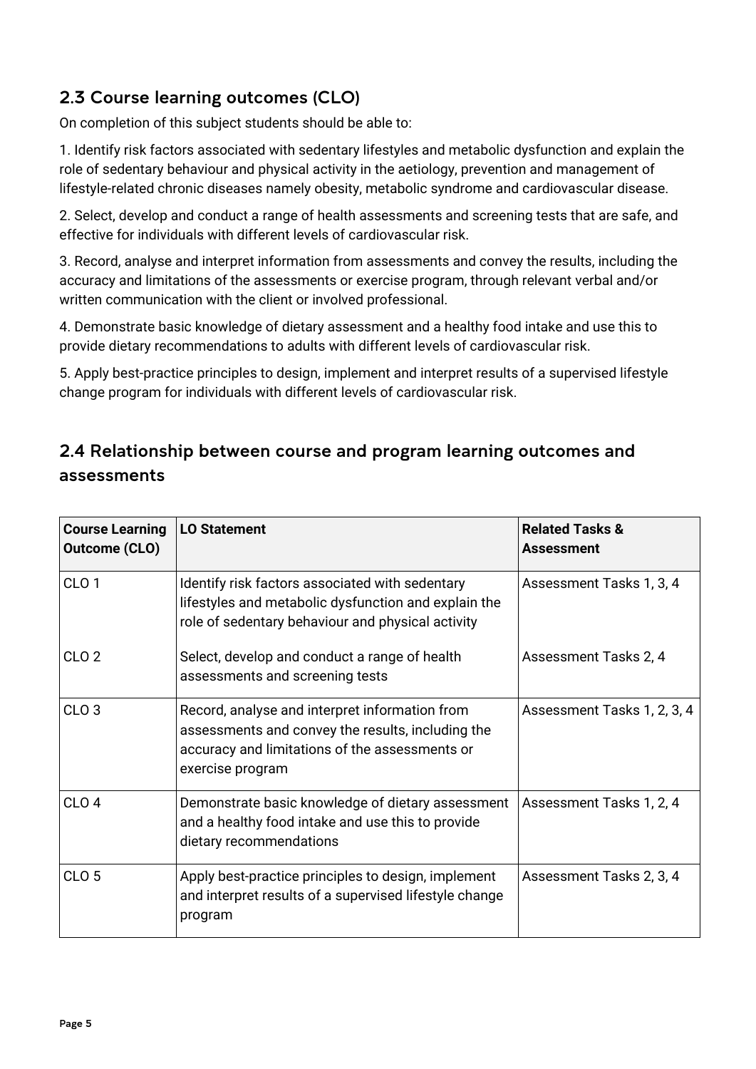## 2.3 Course learning outcomes (CLO)

On completion of this subject students should be able to:

1. Identify risk factors associated with sedentary lifestyles and metabolic dysfunction and explain the role of sedentary behaviour and physical activity in the aetiology, prevention and management of lifestyle-related chronic diseases namely obesity, metabolic syndrome and cardiovascular disease.

2. Select, develop and conduct a range of health assessments and screening tests that are safe, and effective for individuals with different levels of cardiovascular risk.

3. Record, analyse and interpret information from assessments and convey the results, including the accuracy and limitations of the assessments or exercise program, through relevant verbal and/or written communication with the client or involved professional.

4. Demonstrate basic knowledge of dietary assessment and a healthy food intake and use this to provide dietary recommendations to adults with different levels of cardiovascular risk.

5. Apply best-practice principles to design, implement and interpret results of a supervised lifestyle change program for individuals with different levels of cardiovascular risk.

## 2.4 Relationship between course and program learning outcomes and assessments

| Course Learning Outcome (CLO) | LO Statement | Related Tasks & Assessment |
|---|---|---|
| CLO 1 | Identify risk factors associated with sedentary lifestyles and metabolic dysfunction and explain the role of sedentary behaviour and physical activity | Assessment Tasks 1, 3, 4 |
| CLO 2 | Select, develop and conduct a range of health assessments and screening tests | Assessment Tasks 2, 4 |
| CLO 3 | Record, analyse and interpret information from assessments and convey the results, including the accuracy and limitations of the assessments or exercise program | Assessment Tasks 1, 2, 3, 4 |
| CLO 4 | Demonstrate basic knowledge of dietary assessment and a healthy food intake and use this to provide dietary recommendations | Assessment Tasks 1, 2, 4 |
| CLO 5 | Apply best-practice principles to design, implement and interpret results of a supervised lifestyle change program | Assessment Tasks 2, 3, 4 |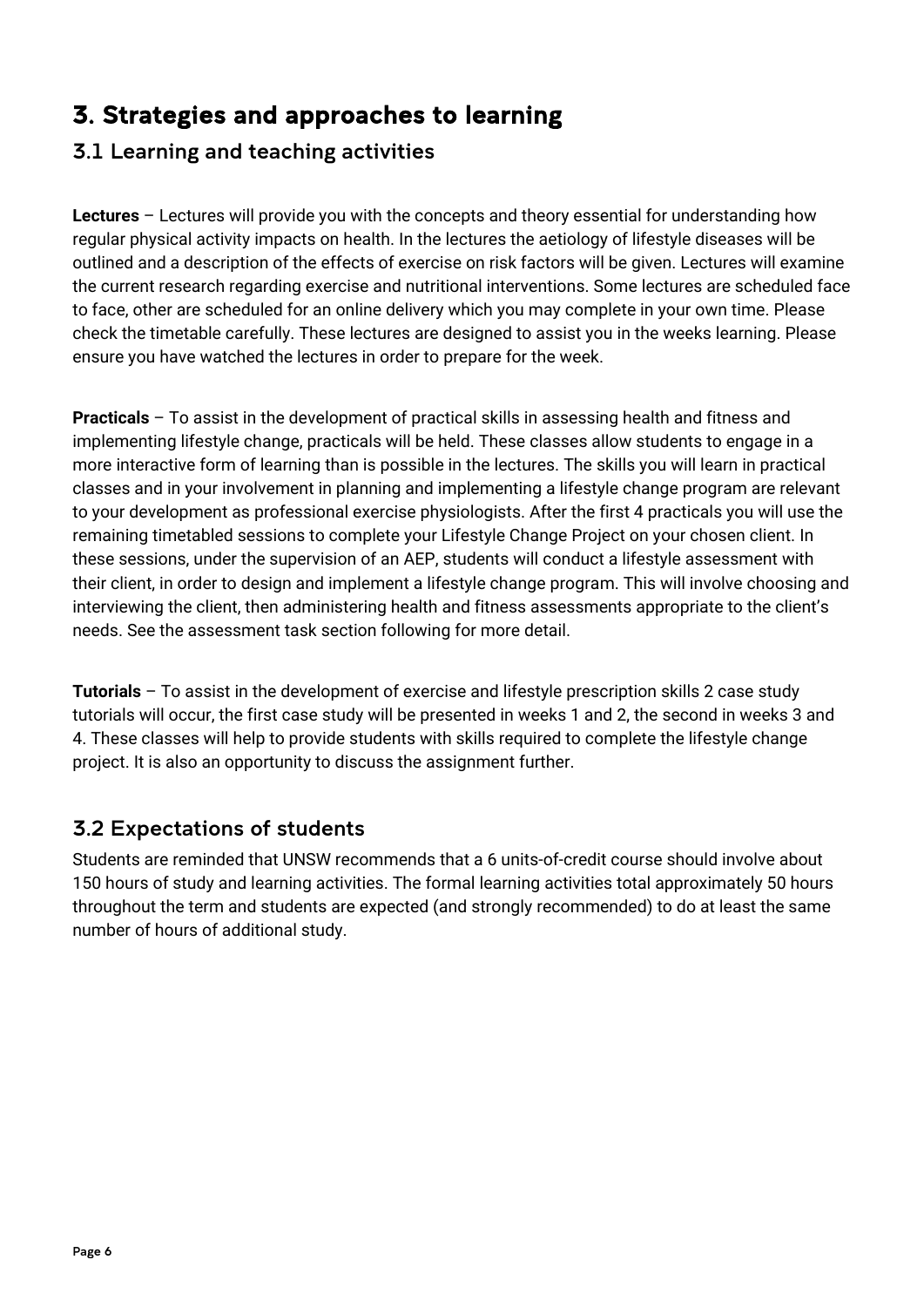# 3. Strategies and approaches to learning

## 3.1 Learning and teaching activities

**Lectures** – Lectures will provide you with the concepts and theory essential for understanding how regular physical activity impacts on health. In the lectures the aetiology of lifestyle diseases will be outlined and a description of the effects of exercise on risk factors will be given. Lectures will examine the current research regarding exercise and nutritional interventions. Some lectures are scheduled face to face, other are scheduled for an online delivery which you may complete in your own time. Please check the timetable carefully. These lectures are designed to assist you in the weeks learning. Please ensure you have watched the lectures in order to prepare for the week.

**Practicals** – To assist in the development of practical skills in assessing health and fitness and implementing lifestyle change, practicals will be held. These classes allow students to engage in a more interactive form of learning than is possible in the lectures. The skills you will learn in practical classes and in your involvement in planning and implementing a lifestyle change program are relevant to your development as professional exercise physiologists. After the first 4 practicals you will use the remaining timetabled sessions to complete your Lifestyle Change Project on your chosen client. In these sessions, under the supervision of an AEP, students will conduct a lifestyle assessment with their client, in order to design and implement a lifestyle change program. This will involve choosing and interviewing the client, then administering health and fitness assessments appropriate to the client's needs. See the assessment task section following for more detail.

**Tutorials** – To assist in the development of exercise and lifestyle prescription skills 2 case study tutorials will occur, the first case study will be presented in weeks 1 and 2, the second in weeks 3 and 4. These classes will help to provide students with skills required to complete the lifestyle change project. It is also an opportunity to discuss the assignment further.

## 3.2 Expectations of students

Students are reminded that UNSW recommends that a 6 units-of-credit course should involve about 150 hours of study and learning activities. The formal learning activities total approximately 50 hours throughout the term and students are expected (and strongly recommended) to do at least the same number of hours of additional study.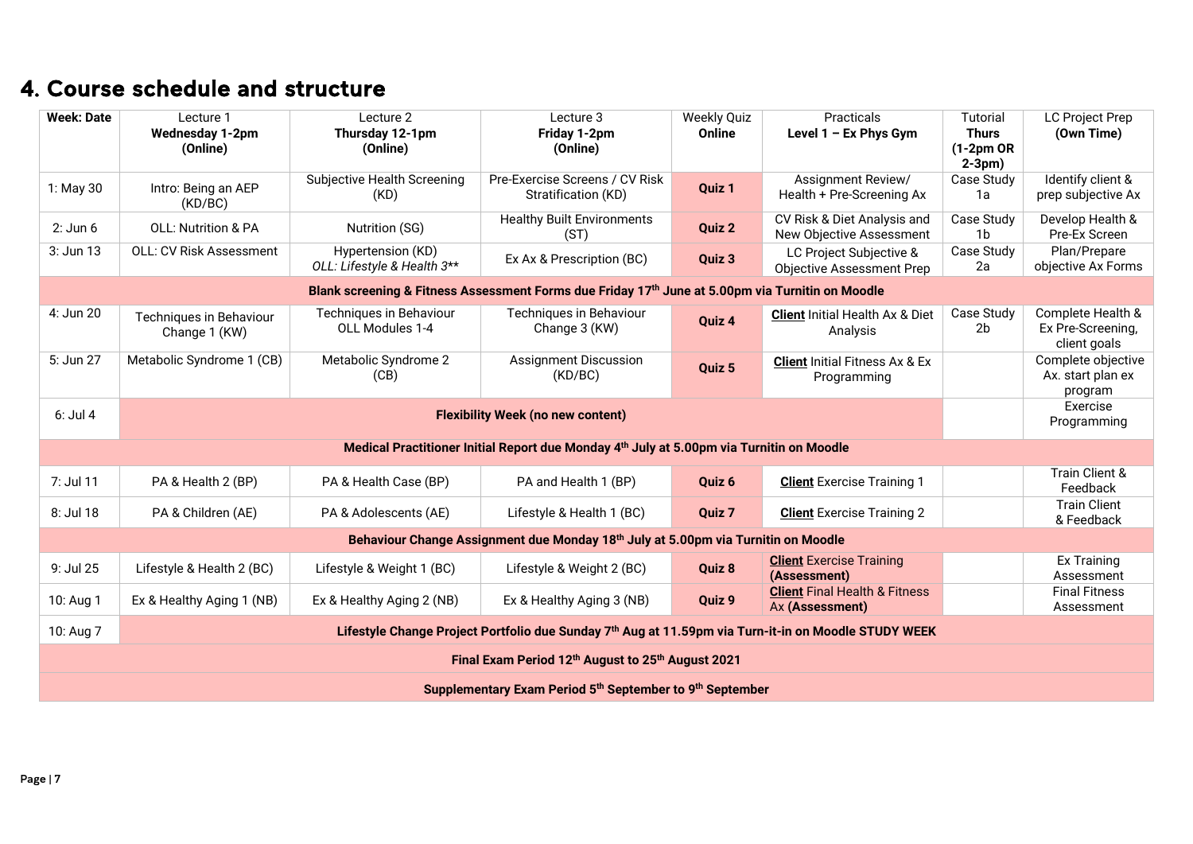## 4. Course schedule and structure

| Week: Date | Lecture 1 **Wednesday 1-2pm (Online)** | Lecture 2 **Thursday 12-1pm (Online)** | Lecture 3 **Friday 1-2pm (Online)** | Weekly Quiz **Online** | Practicals **Level 1 – Ex Phys Gym** | Tutorial **Thurs (1-2pm OR 2-3pm)** | LC Project Prep **(Own Time)** |
|---|---|---|---|---|---|---|---|
| 1: May 30 | Intro: Being an AEP (KD/BC) | Subjective Health Screening (KD) | Pre-Exercise Screens / CV Risk Stratification (KD) | **Quiz 1** | Assignment Review/ Health + Pre-Screening Ax | Case Study 1a | Identify client & prep subjective Ax |
| 2: Jun 6 | OLL: Nutrition & PA | Nutrition (SG) | Healthy Built Environments (ST) | **Quiz 2** | CV Risk & Diet Analysis and New Objective Assessment | Case Study 1b | Develop Health & Pre-Ex Screen |
| 3: Jun 13 | OLL: CV Risk Assessment | Hypertension (KD) *OLL: Lifestyle & Health 3*** | Ex Ax & Prescription (BC) | **Quiz 3** | LC Project Subjective & Objective Assessment Prep | Case Study 2a | Plan/Prepare objective Ax Forms |
| **Blank screening & Fitness Assessment Forms due Friday 17th June at 5.00pm via Turnitin on Moodle** | | | | | | | |
| 4: Jun 20 | Techniques in Behaviour Change 1 (KW) | Techniques in Behaviour OLL Modules 1-4 | Techniques in Behaviour Change 3 (KW) | **Quiz 4** | **Client** Initial Health Ax & Diet Analysis | Case Study 2b | Complete Health & Ex Pre-Screening, client goals |
| 5: Jun 27 | Metabolic Syndrome 1 (CB) | Metabolic Syndrome 2 (CB) | Assignment Discussion (KD/BC) | **Quiz 5** | **Client** Initial Fitness Ax & Ex Programming | | Complete objective Ax. start plan ex program |
| 6: Jul 4 | **Flexibility Week (no new content)** | | | | | | Exercise Programming |
| **Medical Practitioner Initial Report due Monday 4th July at 5.00pm via Turnitin on Moodle** | | | | | | | |
| 7: Jul 11 | PA & Health 2 (BP) | PA & Health Case (BP) | PA and Health 1 (BP) | **Quiz 6** | **Client** Exercise Training 1 | | Train Client & Feedback |
| 8: Jul 18 | PA & Children (AE) | PA & Adolescents (AE) | Lifestyle & Health 1 (BC) | **Quiz 7** | **Client** Exercise Training 2 | | Train Client & Feedback |
| **Behaviour Change Assignment due Monday 18th July at 5.00pm via Turnitin on Moodle** | | | | | | | |
| 9: Jul 25 | Lifestyle & Health 2 (BC) | Lifestyle & Weight 1 (BC) | Lifestyle & Weight 2 (BC) | **Quiz 8** | **Client** Exercise Training **(Assessment)** | | Ex Training Assessment |
| 10: Aug 1 | Ex & Healthy Aging 1 (NB) | Ex & Healthy Aging 2 (NB) | Ex & Healthy Aging 3 (NB) | **Quiz 9** | **Client** Final Health & Fitness Ax **(Assessment)** | | Final Fitness Assessment |
| 10: Aug 7 | **Lifestyle Change Project Portfolio due Sunday 7th Aug at 11.59pm via Turn-it-in on Moodle STUDY WEEK** | | | | | | |
| **Final Exam Period 12th August to 25th August 2021** | | | | | | | |
| **Supplementary Exam Period 5th September to 9th September** | | | | | | | |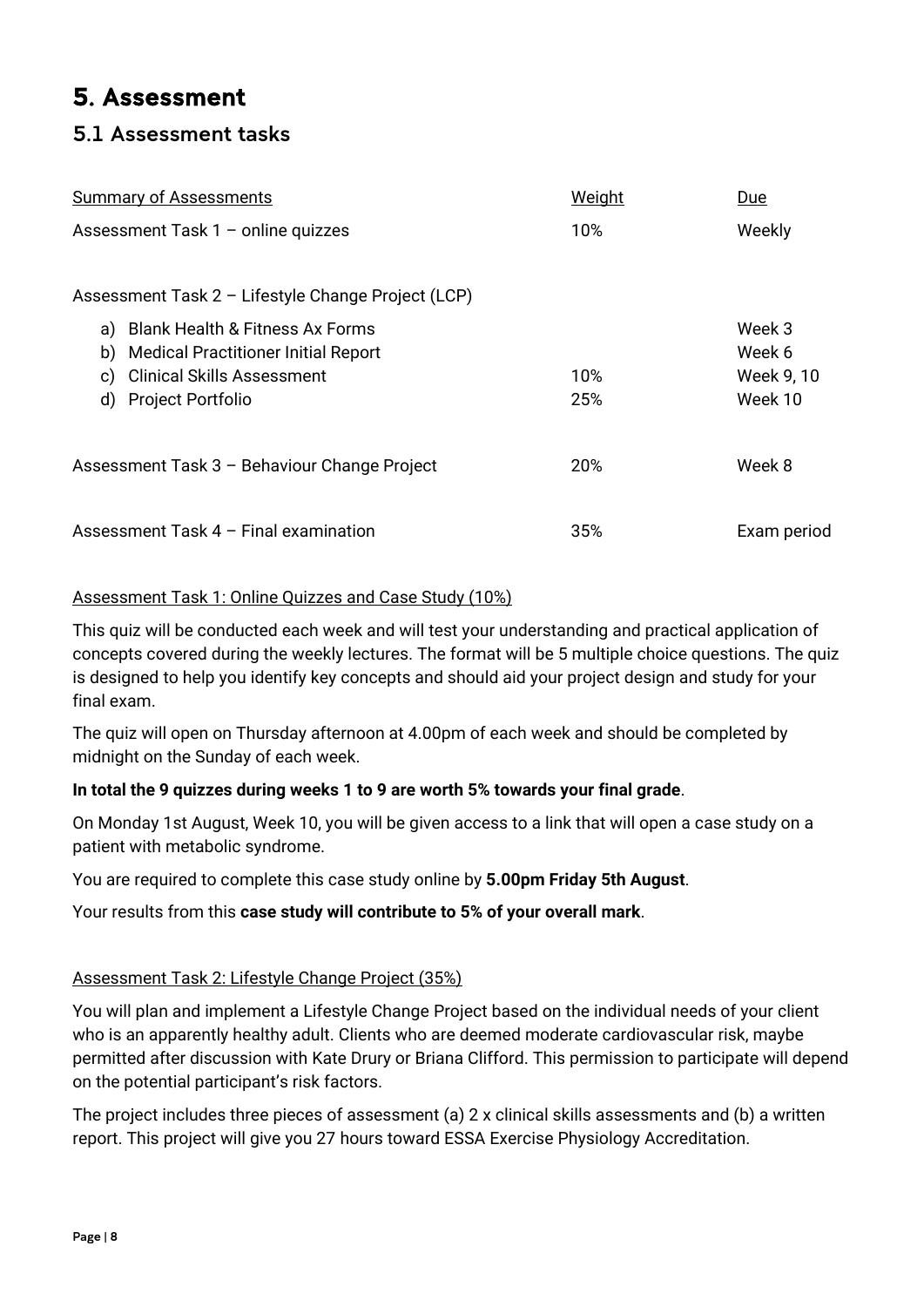# 5. Assessment

## 5.1 Assessment tasks

| Summary of Assessments | Weight | Due |
|---|---|---|
| Assessment Task 1 – online quizzes | 10% | Weekly |
| Assessment Task 2 – Lifestyle Change Project (LCP) | | |
| a) Blank Health & Fitness Ax Forms | | Week 3 |
| b) Medical Practitioner Initial Report | | Week 6 |
| c) Clinical Skills Assessment | 10% | Week 9, 10 |
| d) Project Portfolio | 25% | Week 10 |
| Assessment Task 3 – Behaviour Change Project | 20% | Week 8 |
| Assessment Task 4 – Final examination | 35% | Exam period |

Assessment Task 1: Online Quizzes and Case Study (10%)

This quiz will be conducted each week and will test your understanding and practical application of concepts covered during the weekly lectures. The format will be 5 multiple choice questions. The quiz is designed to help you identify key concepts and should aid your project design and study for your final exam.

The quiz will open on Thursday afternoon at 4.00pm of each week and should be completed by midnight on the Sunday of each week.

**In total the 9 quizzes during weeks 1 to 9 are worth 5% towards your final grade**.

On Monday 1st August, Week 10, you will be given access to a link that will open a case study on a patient with metabolic syndrome.

You are required to complete this case study online by **5.00pm Friday 5th August**.

Your results from this **case study will contribute to 5% of your overall mark**.

Assessment Task 2: Lifestyle Change Project (35%)

You will plan and implement a Lifestyle Change Project based on the individual needs of your client who is an apparently healthy adult. Clients who are deemed moderate cardiovascular risk, maybe permitted after discussion with Kate Drury or Briana Clifford. This permission to participate will depend on the potential participant's risk factors.

The project includes three pieces of assessment (a) 2 x clinical skills assessments and (b) a written report. This project will give you 27 hours toward ESSA Exercise Physiology Accreditation.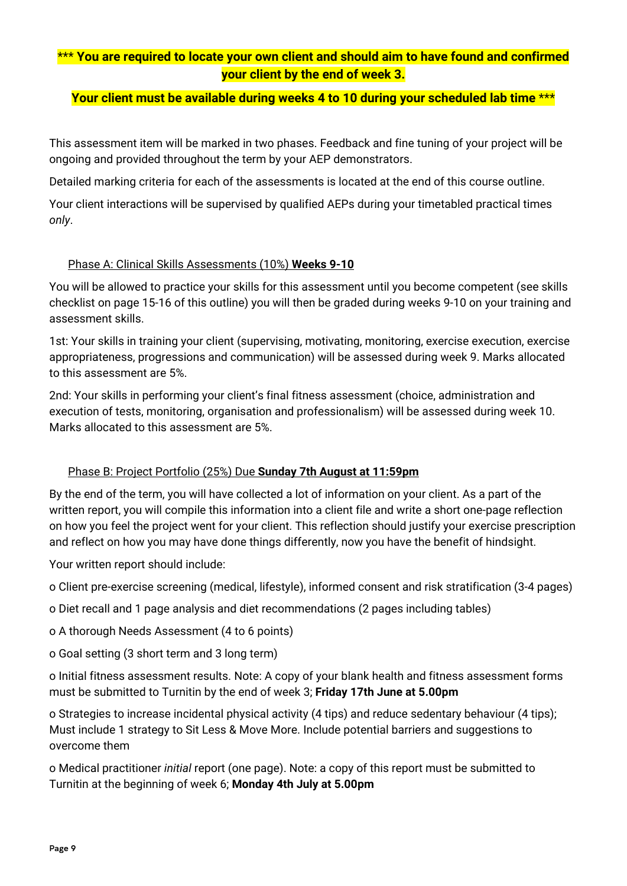**\*\*\* You are required to locate your own client and should aim to have found and confirmed your client by the end of week 3.**

**Your client must be available during weeks 4 to 10 during your scheduled lab time \*\*\***

This assessment item will be marked in two phases. Feedback and fine tuning of your project will be ongoing and provided throughout the term by your AEP demonstrators.

Detailed marking criteria for each of the assessments is located at the end of this course outline.

Your client interactions will be supervised by qualified AEPs during your timetabled practical times *only*.

Phase A: Clinical Skills Assessments (10%) **Weeks 9-10**

You will be allowed to practice your skills for this assessment until you become competent (see skills checklist on page 15-16 of this outline) you will then be graded during weeks 9-10 on your training and assessment skills.

1st: Your skills in training your client (supervising, motivating, monitoring, exercise execution, exercise appropriateness, progressions and communication) will be assessed during week 9. Marks allocated to this assessment are 5%.

2nd: Your skills in performing your client's final fitness assessment (choice, administration and execution of tests, monitoring, organisation and professionalism) will be assessed during week 10. Marks allocated to this assessment are 5%.

Phase B: Project Portfolio (25%) Due **Sunday 7th August at 11:59pm**

By the end of the term, you will have collected a lot of information on your client. As a part of the written report, you will compile this information into a client file and write a short one-page reflection on how you feel the project went for your client. This reflection should justify your exercise prescription and reflect on how you may have done things differently, now you have the benefit of hindsight.

Your written report should include:

- Client pre-exercise screening (medical, lifestyle), informed consent and risk stratification (3-4 pages)
- Diet recall and 1 page analysis and diet recommendations (2 pages including tables)
- A thorough Needs Assessment (4 to 6 points)
- Goal setting (3 short term and 3 long term)
- Initial fitness assessment results. Note: A copy of your blank health and fitness assessment forms must be submitted to Turnitin by the end of week 3; **Friday 17th June at 5.00pm**
- Strategies to increase incidental physical activity (4 tips) and reduce sedentary behaviour (4 tips); Must include 1 strategy to Sit Less & Move More. Include potential barriers and suggestions to overcome them
- Medical practitioner *initial* report (one page). Note: a copy of this report must be submitted to Turnitin at the beginning of week 6; **Monday 4th July at 5.00pm**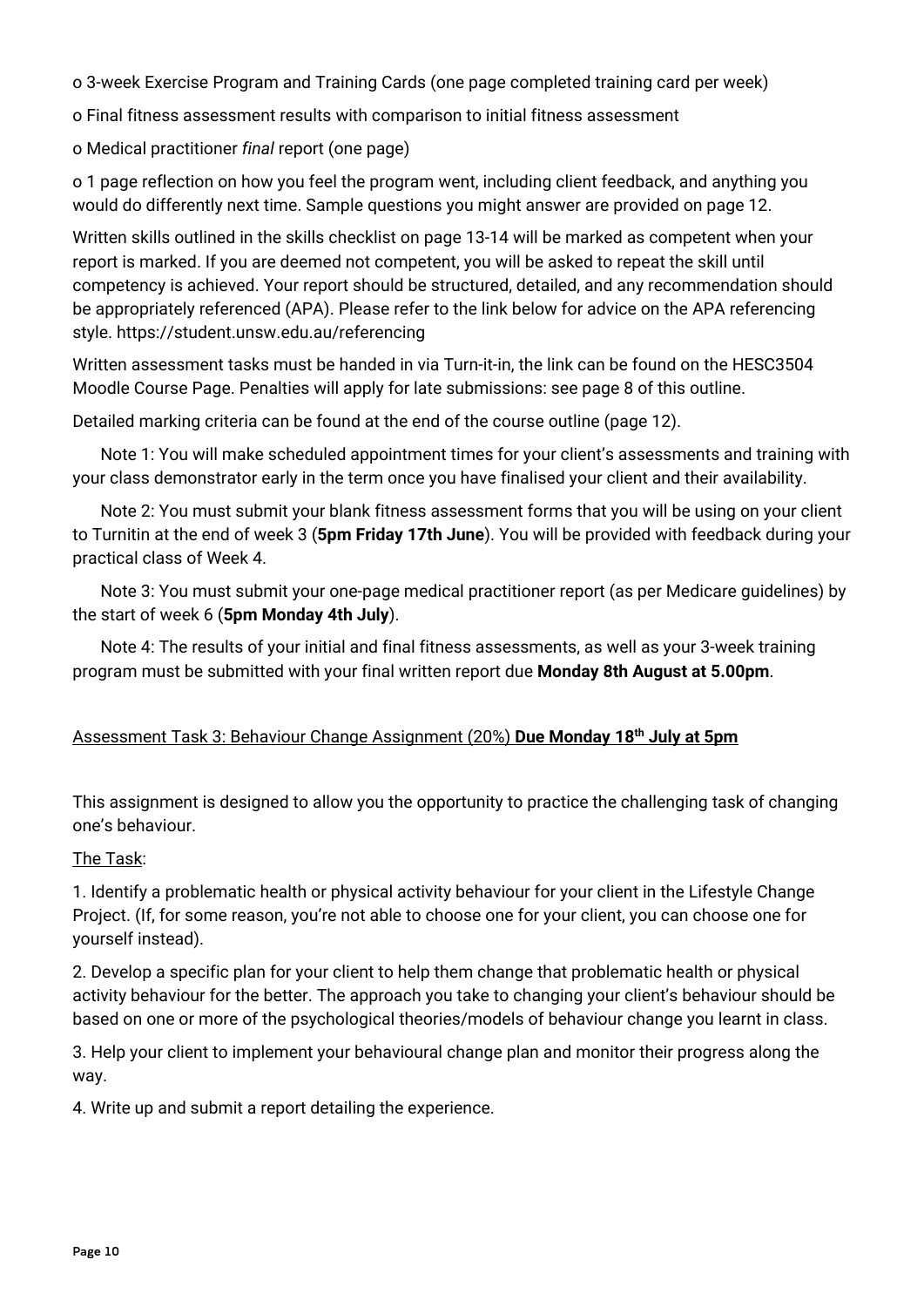- 3-week Exercise Program and Training Cards (one page completed training card per week)
- Final fitness assessment results with comparison to initial fitness assessment
- Medical practitioner *final* report (one page)
- 1 page reflection on how you feel the program went, including client feedback, and anything you would do differently next time. Sample questions you might answer are provided on page 12.

Written skills outlined in the skills checklist on page 13-14 will be marked as competent when your report is marked. If you are deemed not competent, you will be asked to repeat the skill until competency is achieved. Your report should be structured, detailed, and any recommendation should be appropriately referenced (APA). Please refer to the link below for advice on the APA referencing style. https://student.unsw.edu.au/referencing

Written assessment tasks must be handed in via Turn-it-in, the link can be found on the HESC3504 Moodle Course Page. Penalties will apply for late submissions: see page 8 of this outline.

Detailed marking criteria can be found at the end of the course outline (page 12).

Note 1: You will make scheduled appointment times for your client's assessments and training with your class demonstrator early in the term once you have finalised your client and their availability.

Note 2: You must submit your blank fitness assessment forms that you will be using on your client to Turnitin at the end of week 3 (**5pm Friday 17th June**). You will be provided with feedback during your practical class of Week 4.

Note 3: You must submit your one-page medical practitioner report (as per Medicare guidelines) by the start of week 6 (**5pm Monday 4th July**).

Note 4: The results of your initial and final fitness assessments, as well as your 3-week training program must be submitted with your final written report due **Monday 8th August at 5.00pm**.

<u>Assessment Task 3: Behaviour Change Assignment (20%)</u> **Due Monday 18th July at 5pm**

This assignment is designed to allow you the opportunity to practice the challenging task of changing one's behaviour.

<u>The Task</u>:

1. Identify a problematic health or physical activity behaviour for your client in the Lifestyle Change Project. (If, for some reason, you're not able to choose one for your client, you can choose one for yourself instead).
2. Develop a specific plan for your client to help them change that problematic health or physical activity behaviour for the better. The approach you take to changing your client's behaviour should be based on one or more of the psychological theories/models of behaviour change you learnt in class.
3. Help your client to implement your behavioural change plan and monitor their progress along the way.
4. Write up and submit a report detailing the experience.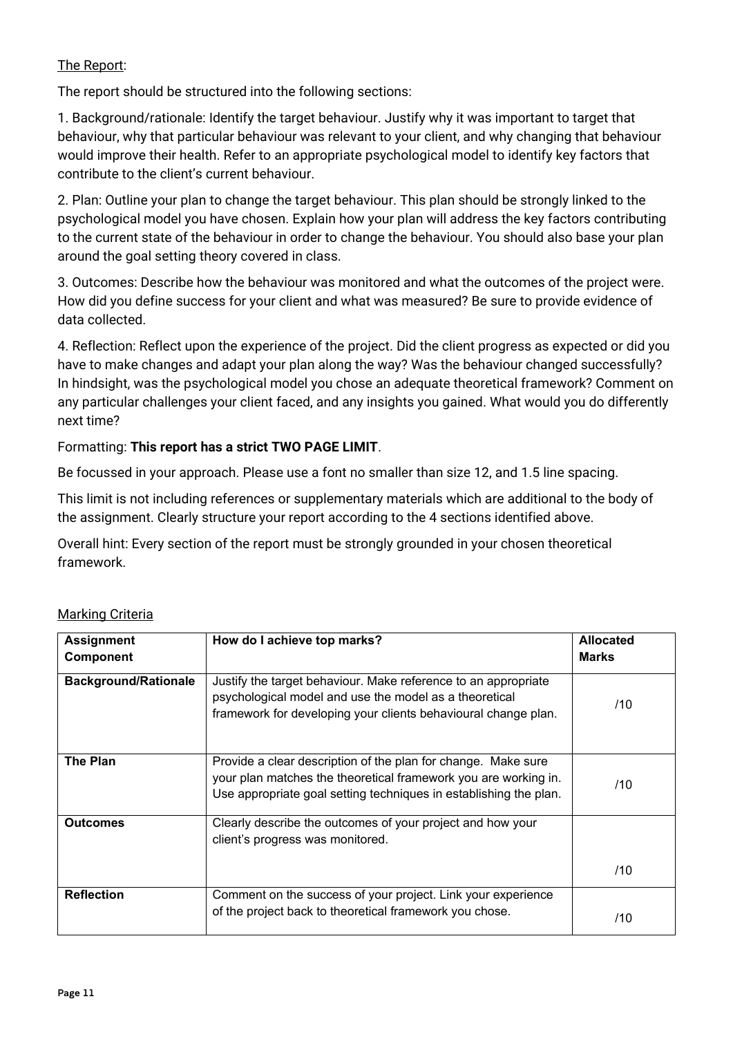<u>The Report</u>:

The report should be structured into the following sections:

1. Background/rationale: Identify the target behaviour. Justify why it was important to target that behaviour, why that particular behaviour was relevant to your client, and why changing that behaviour would improve their health. Refer to an appropriate psychological model to identify key factors that contribute to the client's current behaviour.

2. Plan: Outline your plan to change the target behaviour. This plan should be strongly linked to the psychological model you have chosen. Explain how your plan will address the key factors contributing to the current state of the behaviour in order to change the behaviour. You should also base your plan around the goal setting theory covered in class.

3. Outcomes: Describe how the behaviour was monitored and what the outcomes of the project were. How did you define success for your client and what was measured? Be sure to provide evidence of data collected.

4. Reflection: Reflect upon the experience of the project. Did the client progress as expected or did you have to make changes and adapt your plan along the way? Was the behaviour changed successfully? In hindsight, was the psychological model you chose an adequate theoretical framework? Comment on any particular challenges your client faced, and any insights you gained. What would you do differently next time?

Formatting: **This report has a strict TWO PAGE LIMIT**.

Be focussed in your approach. Please use a font no smaller than size 12, and 1.5 line spacing.

This limit is not including references or supplementary materials which are additional to the body of the assignment. Clearly structure your report according to the 4 sections identified above.

Overall hint: Every section of the report must be strongly grounded in your chosen theoretical framework.

<u>Marking Criteria</u>

| Assignment Component | How do I achieve top marks? | Allocated Marks |
|---|---|---|
| **Background/Rationale** | Justify the target behaviour. Make reference to an appropriate psychological model and use the model as a theoretical framework for developing your clients behavioural change plan. | /10 |
| **The Plan** | Provide a clear description of the plan for change. Make sure your plan matches the theoretical framework you are working in. Use appropriate goal setting techniques in establishing the plan. | /10 |
| **Outcomes** | Clearly describe the outcomes of your project and how your client's progress was monitored. | /10 |
| **Reflection** | Comment on the success of your project. Link your experience of the project back to theoretical framework you chose. | /10 |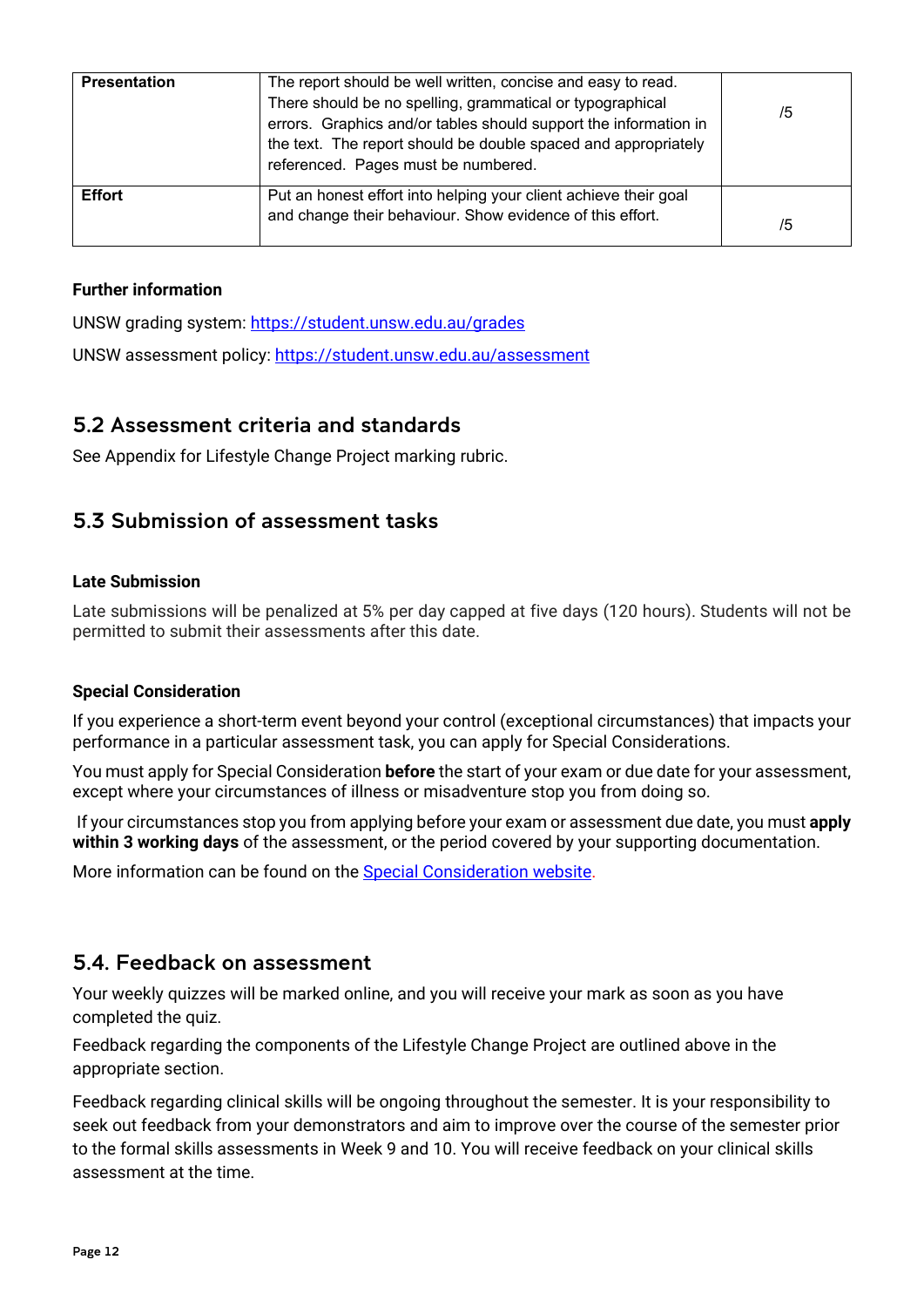| | | |
|---|---|---|
| **Presentation** | The report should be well written, concise and easy to read. There should be no spelling, grammatical or typographical errors. Graphics and/or tables should support the information in the text. The report should be double spaced and appropriately referenced. Pages must be numbered. | /5 |
| **Effort** | Put an honest effort into helping your client achieve their goal and change their behaviour. Show evidence of this effort. | /5 |

**Further information**

UNSW grading system: [https://student.unsw.edu.au/grades](https://student.unsw.edu.au/grades)

UNSW assessment policy: [https://student.unsw.edu.au/assessment](https://student.unsw.edu.au/assessment)

## 5.2 Assessment criteria and standards

See Appendix for Lifestyle Change Project marking rubric.

## 5.3 Submission of assessment tasks

**Late Submission**

Late submissions will be penalized at 5% per day capped at five days (120 hours). Students will not be permitted to submit their assessments after this date.

**Special Consideration**

If you experience a short-term event beyond your control (exceptional circumstances) that impacts your performance in a particular assessment task, you can apply for Special Considerations.

You must apply for Special Consideration **before** the start of your exam or due date for your assessment, except where your circumstances of illness or misadventure stop you from doing so.

If your circumstances stop you from applying before your exam or assessment due date, you must **apply within 3 working days** of the assessment, or the period covered by your supporting documentation.

More information can be found on the [Special Consideration website](#).

## 5.4. Feedback on assessment

Your weekly quizzes will be marked online, and you will receive your mark as soon as you have completed the quiz.

Feedback regarding the components of the Lifestyle Change Project are outlined above in the appropriate section.

Feedback regarding clinical skills will be ongoing throughout the semester. It is your responsibility to seek out feedback from your demonstrators and aim to improve over the course of the semester prior to the formal skills assessments in Week 9 and 10. You will receive feedback on your clinical skills assessment at the time.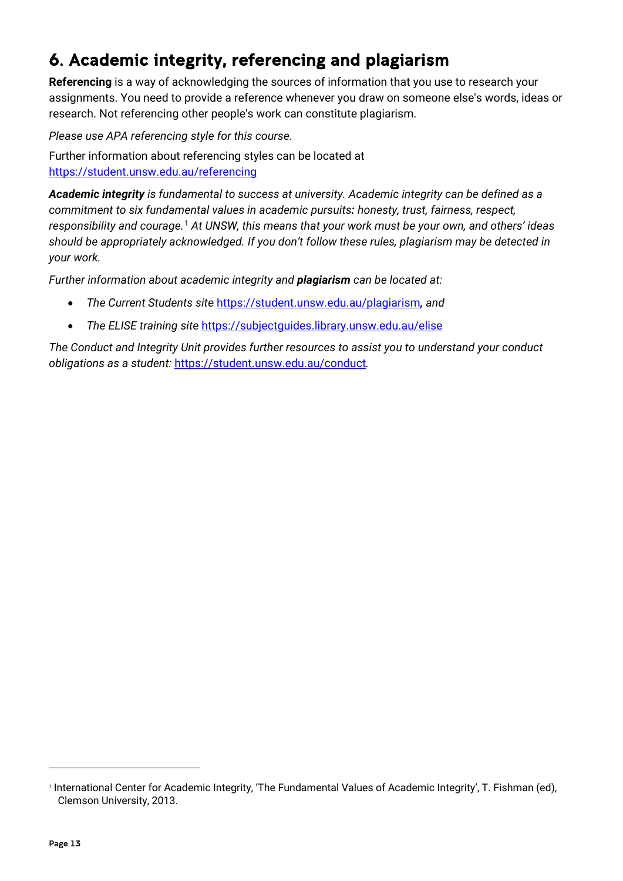## 6. Academic integrity, referencing and plagiarism

**Referencing** is a way of acknowledging the sources of information that you use to research your assignments. You need to provide a reference whenever you draw on someone else's words, ideas or research. Not referencing other people's work can constitute plagiarism.

*Please use APA referencing style for this course.*

Further information about referencing styles can be located at
https://student.unsw.edu.au/referencing

***Academic integrity** is fundamental to success at university. Academic integrity can be defined as a commitment to six fundamental values in academic pursuits**:** honesty, trust, fairness, respect, responsibility and courage.*[1] *At UNSW, this means that your work must be your own, and others' ideas should be appropriately acknowledged. If you don't follow these rules, plagiarism may be detected in your work.*

*Further information about academic integrity and **plagiarism** can be located at:*

- *The Current Students site* https://student.unsw.edu.au/plagiarism*, and*
- *The ELISE training site* https://subjectguides.library.unsw.edu.au/elise

*The Conduct and Integrity Unit provides further resources to assist you to understand your conduct obligations as a student:* https://student.unsw.edu.au/conduct*.*

---

[1] International Center for Academic Integrity, 'The Fundamental Values of Academic Integrity', T. Fishman (ed), Clemson University, 2013.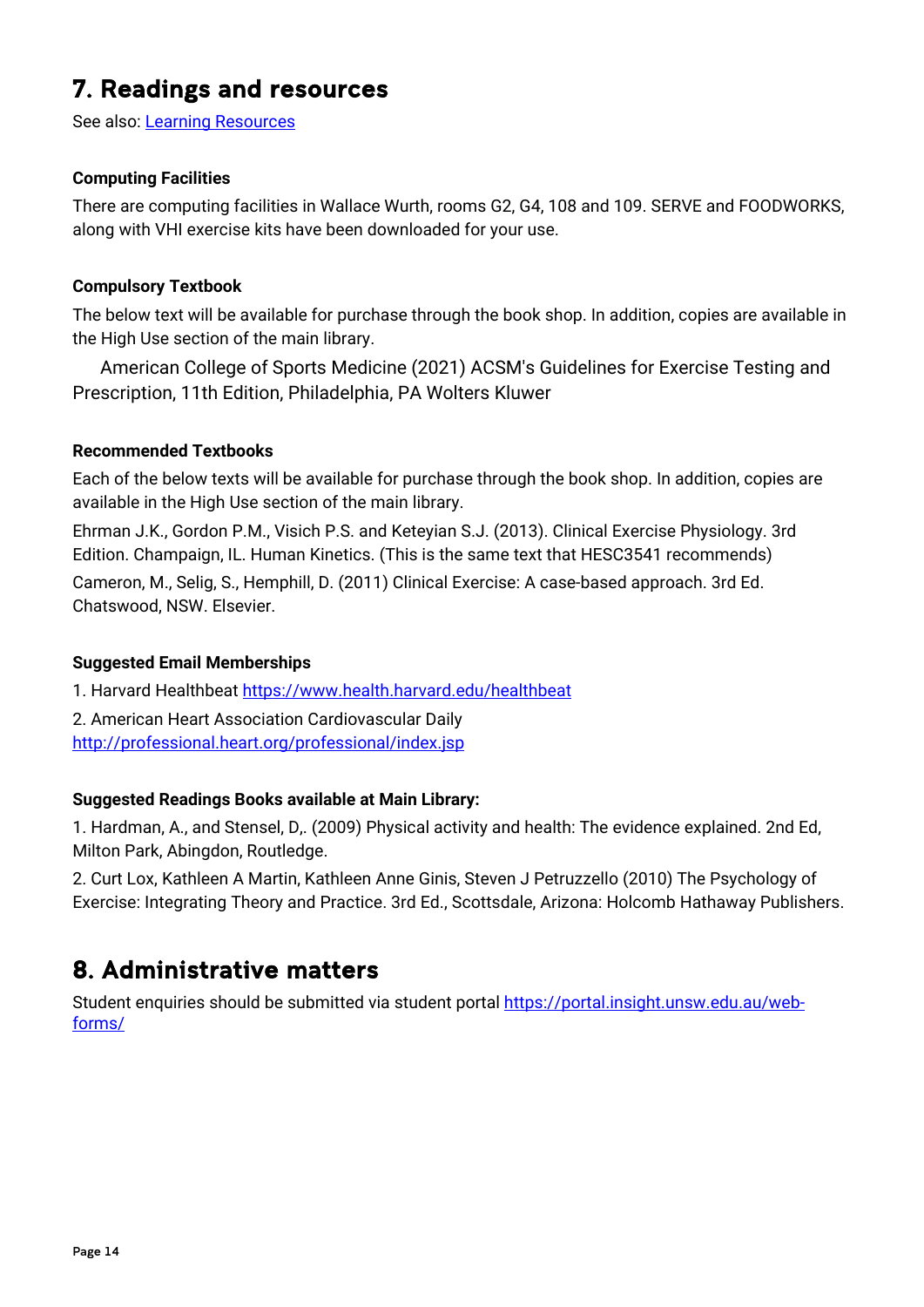## 7. Readings and resources

See also: [Learning Resources]

#### Computing Facilities

There are computing facilities in Wallace Wurth, rooms G2, G4, 108 and 109. SERVE and FOODWORKS, along with VHI exercise kits have been downloaded for your use.

#### Compulsory Textbook

The below text will be available for purchase through the book shop. In addition, copies are available in the High Use section of the main library.

American College of Sports Medicine (2021) ACSM's Guidelines for Exercise Testing and Prescription, 11th Edition, Philadelphia, PA Wolters Kluwer

#### Recommended Textbooks

Each of the below texts will be available for purchase through the book shop. In addition, copies are available in the High Use section of the main library.

Ehrman J.K., Gordon P.M., Visich P.S. and Keteyian S.J. (2013). Clinical Exercise Physiology. 3rd Edition. Champaign, IL. Human Kinetics. (This is the same text that HESC3541 recommends)

Cameron, M., Selig, S., Hemphill, D. (2011) Clinical Exercise: A case-based approach. 3rd Ed. Chatswood, NSW. Elsevier.

#### Suggested Email Memberships

1. Harvard Healthbeat https://www.health.harvard.edu/healthbeat
2. American Heart Association Cardiovascular Daily http://professional.heart.org/professional/index.jsp

#### Suggested Readings Books available at Main Library:

1. Hardman, A., and Stensel, D,. (2009) Physical activity and health: The evidence explained. 2nd Ed, Milton Park, Abingdon, Routledge.
2. Curt Lox, Kathleen A Martin, Kathleen Anne Ginis, Steven J Petruzzello (2010) The Psychology of Exercise: Integrating Theory and Practice. 3rd Ed., Scottsdale, Arizona: Holcomb Hathaway Publishers.

## 8. Administrative matters

Student enquiries should be submitted via student portal https://portal.insight.unsw.edu.au/web-forms/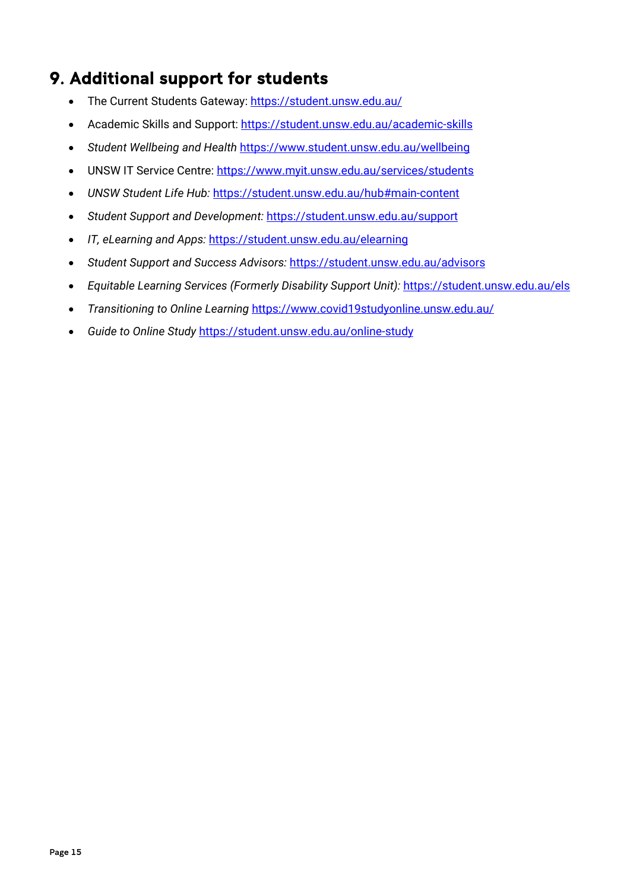## 9. Additional support for students

- The Current Students Gateway: https://student.unsw.edu.au/
- Academic Skills and Support: https://student.unsw.edu.au/academic-skills
- *Student Wellbeing and Health* https://www.student.unsw.edu.au/wellbeing
- UNSW IT Service Centre: https://www.myit.unsw.edu.au/services/students
- *UNSW Student Life Hub:* https://student.unsw.edu.au/hub#main-content
- *Student Support and Development:* https://student.unsw.edu.au/support
- *IT, eLearning and Apps:* https://student.unsw.edu.au/elearning
- *Student Support and Success Advisors:* https://student.unsw.edu.au/advisors
- *Equitable Learning Services (Formerly Disability Support Unit):* https://student.unsw.edu.au/els
- *Transitioning to Online Learning* https://www.covid19studyonline.unsw.edu.au/
- *Guide to Online Study* https://student.unsw.edu.au/online-study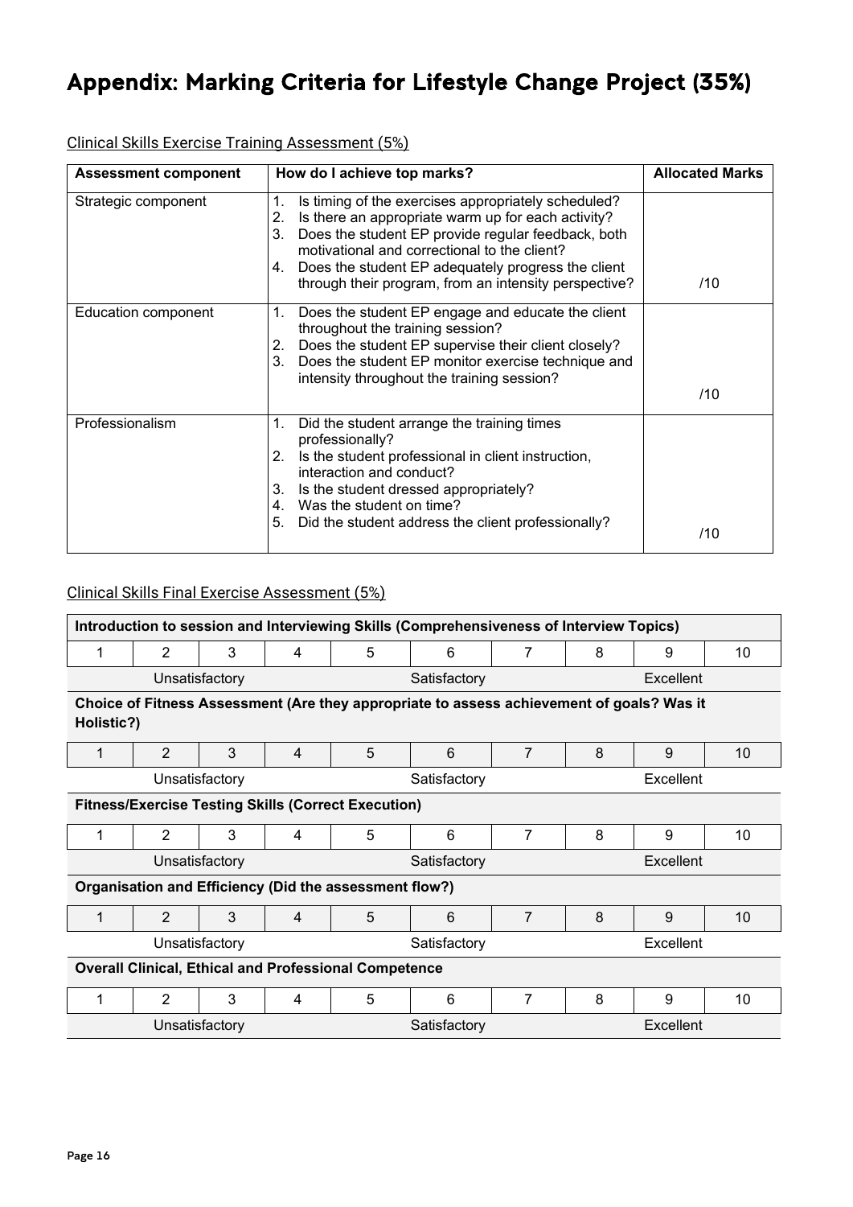# Appendix: Marking Criteria for Lifestyle Change Project (35%)

Clinical Skills Exercise Training Assessment (5%)

| Assessment component | How do I achieve top marks? | Allocated Marks |
|---|---|---|
| Strategic component | 1. Is timing of the exercises appropriately scheduled?<br>2. Is there an appropriate warm up for each activity?<br>3. Does the student EP provide regular feedback, both motivational and correctional to the client?<br>4. Does the student EP adequately progress the client through their program, from an intensity perspective? | /10 |
| Education component | 1. Does the student EP engage and educate the client throughout the training session?<br>2. Does the student EP supervise their client closely?<br>3. Does the student EP monitor exercise technique and intensity throughout the training session? | /10 |
| Professionalism | 1. Did the student arrange the training times professionally?<br>2. Is the student professional in client instruction, interaction and conduct?<br>3. Is the student dressed appropriately?<br>4. Was the student on time?<br>5. Did the student address the client professionally? | /10 |

Clinical Skills Final Exercise Assessment (5%)

| **Introduction to session and Interviewing Skills (Comprehensiveness of Interview Topics)** | | | | | | | | | |
|---|---|---|---|---|---|---|---|---|---|
| 1 | 2 | 3 | 4 | 5 | 6 | 7 | 8 | 9 | 10 |
| | Unsatisfactory | | | | Satisfactory | | | Excellent | |
| **Choice of Fitness Assessment (Are they appropriate to assess achievement of goals? Was it Holistic?)** | | | | | | | | | |
| 1 | 2 | 3 | 4 | 5 | 6 | 7 | 8 | 9 | 10 |
| | Unsatisfactory | | | | Satisfactory | | | Excellent | |
| **Fitness/Exercise Testing Skills (Correct Execution)** | | | | | | | | | |
| 1 | 2 | 3 | 4 | 5 | 6 | 7 | 8 | 9 | 10 |
| | Unsatisfactory | | | | Satisfactory | | | Excellent | |
| **Organisation and Efficiency (Did the assessment flow?)** | | | | | | | | | |
| 1 | 2 | 3 | 4 | 5 | 6 | 7 | 8 | 9 | 10 |
| | Unsatisfactory | | | | Satisfactory | | | Excellent | |
| **Overall Clinical, Ethical and Professional Competence** | | | | | | | | | |
| 1 | 2 | 3 | 4 | 5 | 6 | 7 | 8 | 9 | 10 |
| | Unsatisfactory | | | | Satisfactory | | | Excellent | |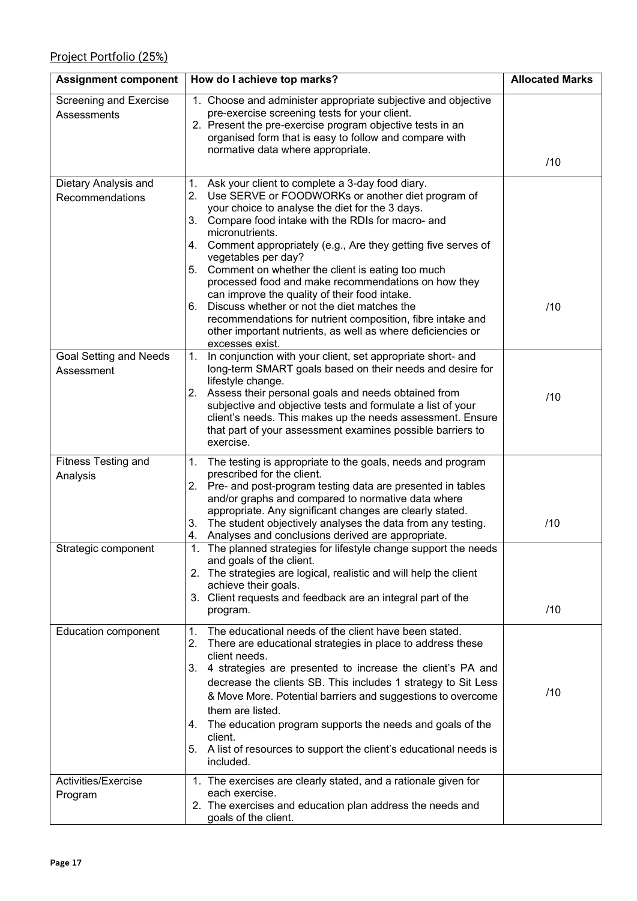Project Portfolio (25%)

| Assignment component | How do I achieve top marks? | Allocated Marks |
| --- | --- | --- |
| Screening and Exercise Assessments | 1. Choose and administer appropriate subjective and objective pre-exercise screening tests for your client.<br>2. Present the pre-exercise program objective tests in an organised form that is easy to follow and compare with normative data where appropriate. | /10 |
| Dietary Analysis and Recommendations | 1. Ask your client to complete a 3-day food diary.<br>2. Use SERVE or FOODWORKs or another diet program of your choice to analyse the diet for the 3 days.<br>3. Compare food intake with the RDIs for macro- and micronutrients.<br>4. Comment appropriately (e.g., Are they getting five serves of vegetables per day?<br>5. Comment on whether the client is eating too much processed food and make recommendations on how they can improve the quality of their food intake.<br>6. Discuss whether or not the diet matches the recommendations for nutrient composition, fibre intake and other important nutrients, as well as where deficiencies or excesses exist. | /10 |
| Goal Setting and Needs Assessment | 1. In conjunction with your client, set appropriate short- and long-term SMART goals based on their needs and desire for lifestyle change.<br>2. Assess their personal goals and needs obtained from subjective and objective tests and formulate a list of your client's needs. This makes up the needs assessment. Ensure that part of your assessment examines possible barriers to exercise. | /10 |
| Fitness Testing and Analysis | 1. The testing is appropriate to the goals, needs and program prescribed for the client.<br>2. Pre- and post-program testing data are presented in tables and/or graphs and compared to normative data where appropriate. Any significant changes are clearly stated.<br>3. The student objectively analyses the data from any testing.<br>4. Analyses and conclusions derived are appropriate. | /10 |
| Strategic component | 1. The planned strategies for lifestyle change support the needs and goals of the client.<br>2. The strategies are logical, realistic and will help the client achieve their goals.<br>3. Client requests and feedback are an integral part of the program. | /10 |
| Education component | 1. The educational needs of the client have been stated.<br>2. There are educational strategies in place to address these client needs.<br>3. 4 strategies are presented to increase the client's PA and decrease the clients SB. This includes 1 strategy to Sit Less & Move More. Potential barriers and suggestions to overcome them are listed.<br>4. The education program supports the needs and goals of the client.<br>5. A list of resources to support the client's educational needs is included. | /10 |
| Activities/Exercise Program | 1. The exercises are clearly stated, and a rationale given for each exercise.<br>2. The exercises and education plan address the needs and goals of the client. | |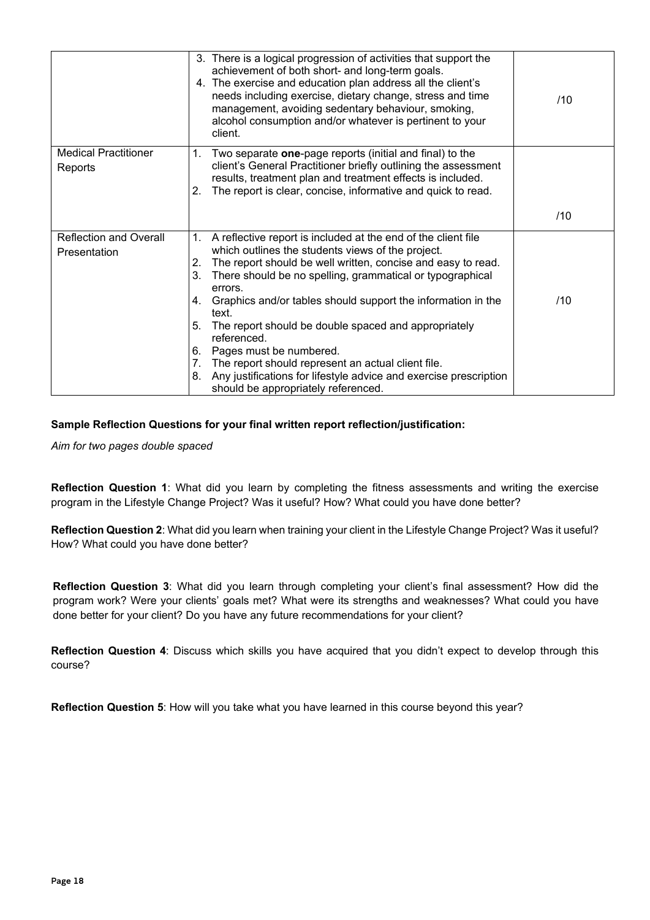| | | |
|---|---|---|
| | 3. There is a logical progression of activities that support the achievement of both short- and long-term goals.<br>4. The exercise and education plan address all the client's needs including exercise, dietary change, stress and time management, avoiding sedentary behaviour, smoking, alcohol consumption and/or whatever is pertinent to your client. | /10 |
| Medical Practitioner Reports | 1. Two separate **one**-page reports (initial and final) to the client's General Practitioner briefly outlining the assessment results, treatment plan and treatment effects is included.<br>2. The report is clear, concise, informative and quick to read. | /10 |
| Reflection and Overall Presentation | 1. A reflective report is included at the end of the client file which outlines the students views of the project.<br>2. The report should be well written, concise and easy to read.<br>3. There should be no spelling, grammatical or typographical errors.<br>4. Graphics and/or tables should support the information in the text.<br>5. The report should be double spaced and appropriately referenced.<br>6. Pages must be numbered.<br>7. The report should represent an actual client file.<br>8. Any justifications for lifestyle advice and exercise prescription should be appropriately referenced. | /10 |

**Sample Reflection Questions for your final written report reflection/justification:**

*Aim for two pages double spaced*

**Reflection Question 1**: What did you learn by completing the fitness assessments and writing the exercise program in the Lifestyle Change Project? Was it useful? How? What could you have done better?

**Reflection Question 2**: What did you learn when training your client in the Lifestyle Change Project? Was it useful? How? What could you have done better?

**Reflection Question 3**: What did you learn through completing your client's final assessment? How did the program work? Were your clients' goals met? What were its strengths and weaknesses? What could you have done better for your client? Do you have any future recommendations for your client?

**Reflection Question 4**: Discuss which skills you have acquired that you didn't expect to develop through this course?

**Reflection Question 5**: How will you take what you have learned in this course beyond this year?